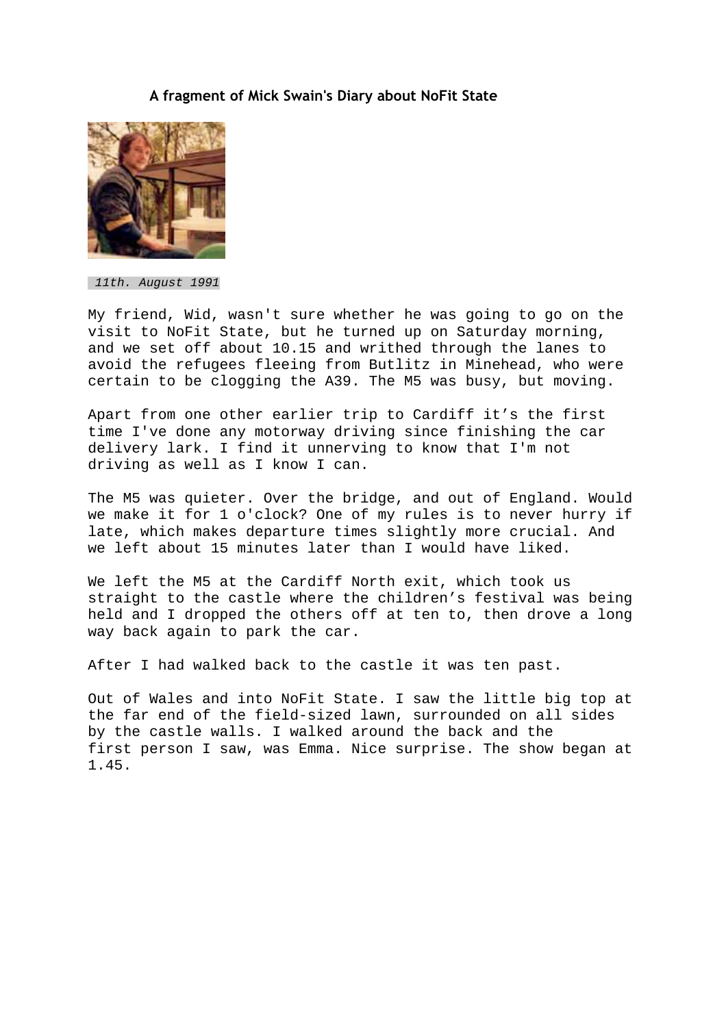### A fragment of Mick Swain's Diary about NoFit State

*11th. August 1991*

My friend, Wid, wasn't sure whether he was going to go on the visit to NoFit State, but he turned up on Saturday morning, and we set off about 10.15 and writhed through the lanes to avoid the refugees fleeing from Butlitz in Minehead, who were certain to be clogging the A39. The M5 was busy, but moving.

Apart from one other earlier trip to Cardiff it's the first time I've done any motorway driving since finishing the car delivery lark. I find it unnerving to know that I'm not driving as well as I know I can.

The M5 was quieter. Over the bridge, and out of England. Would we make it for 1 o'clock? One of my rules is to never hurry if late, which makes departure times slightly more crucial. And we left about 15 minutes later than I would have liked.

We left the M5 at the Cardiff North exit, which took us straight to the castle where the children's festival was being held and I dropped the others off at ten to, then drove a long way back again to park the car.

After I had walked back to the castle it was ten past.

Out of Wales and into NoFit State. I saw the little big top at the far end of the field-sized lawn, surrounded on all sides by the castle walls. I walked around the back and the first person I saw, was Emma. Nice surprise. The show began at 1.45.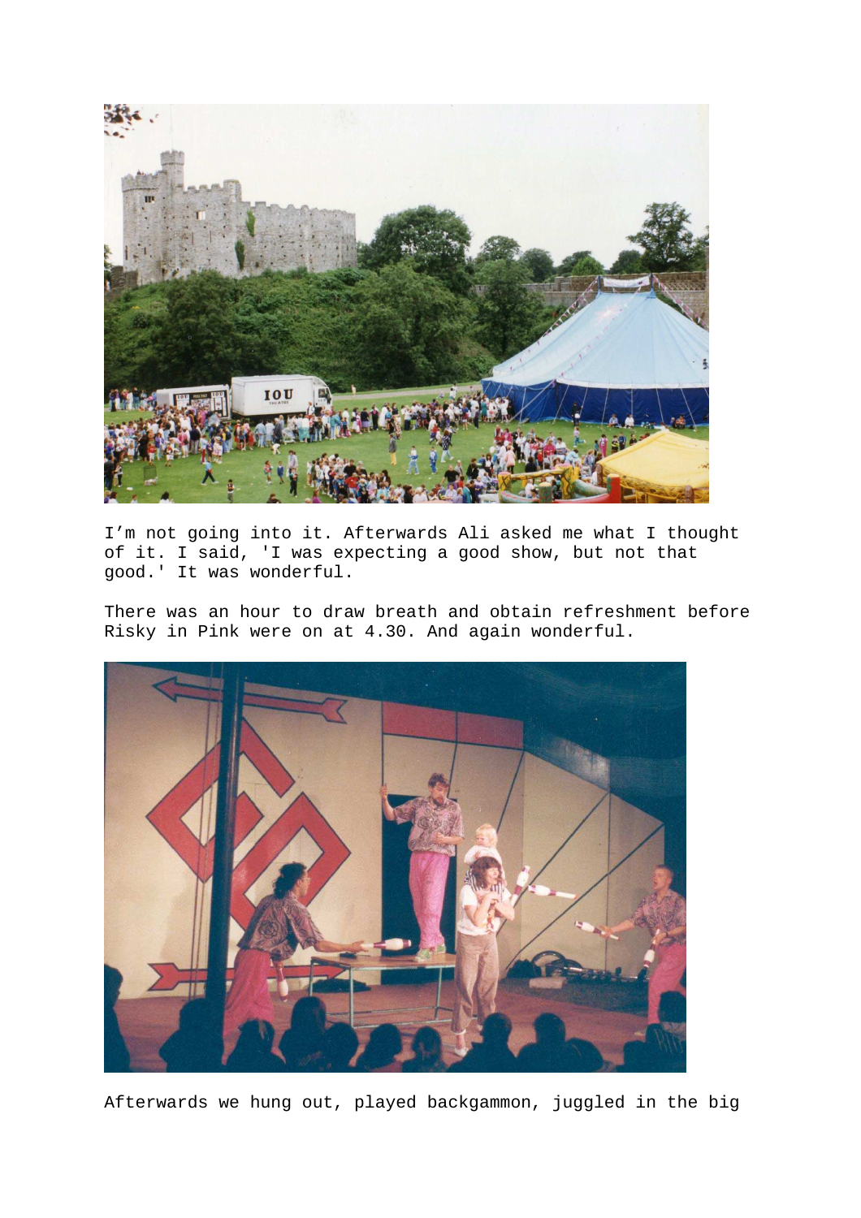I’m not going into it. Afterwards Ali asked me what I thought of it. I said, 'I was expecting a good show, but not that good.' It was wonderful.

There was an hour to draw breath and obtain refreshment before Risky in Pink were on at 4.30. And again wonderful.

Afterwards we hung out, played backgammon, juggled in the big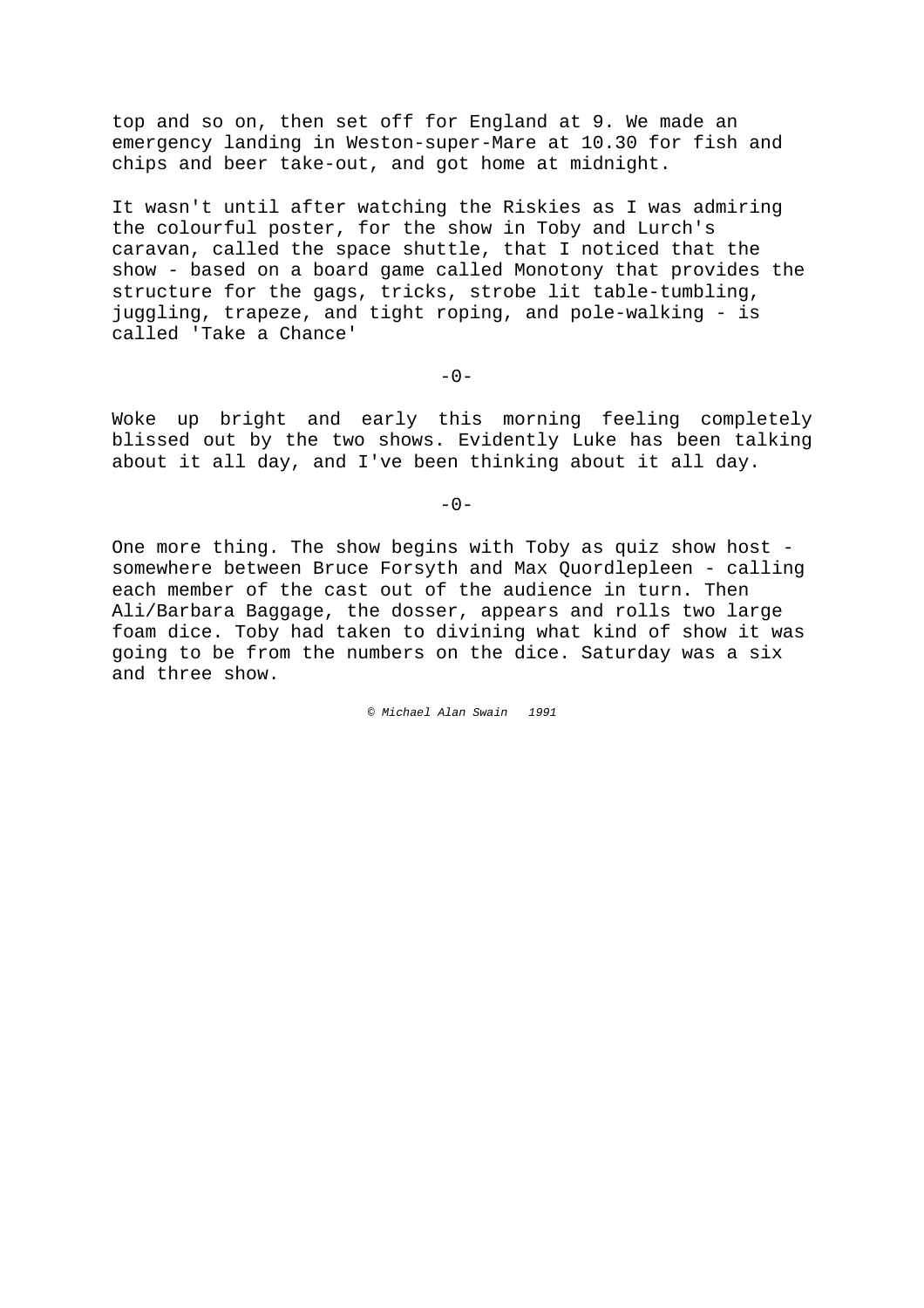top and so on, then set off for England at 9. We made an emergency landing in Weston-super-Mare at 10.30 for fish and chips and beer take-out, and got home at midnight.

It wasn't until after watching the Riskies as I was admiring the colourful poster, for the show in Toby and Lurch's caravan, called the space shuttle, that I noticed that the show - based on a board game called Monotony that provides the structure for the gags, tricks, strobe lit table-tumbling, juggling, trapeze, and tight roping, and pole-walking - is called 'Take a Chance'

-0-

Woke up bright and early this morning feeling completely blissed out by the two shows. Evidently Luke has been talking about it all day, and I've been thinking about it all day.

-0-

One more thing. The show begins with Toby as quiz show host - somewhere between Bruce Forsyth and Max Quordlepleen - calling each member of the cast out of the audience in turn. Then Ali/Barbara Baggage, the dosser, appears and rolls two large foam dice. Toby had taken to divining what kind of show it was going to be from the numbers on the dice. Saturday was a six and three show.

*© Michael Alan Swain 1991*